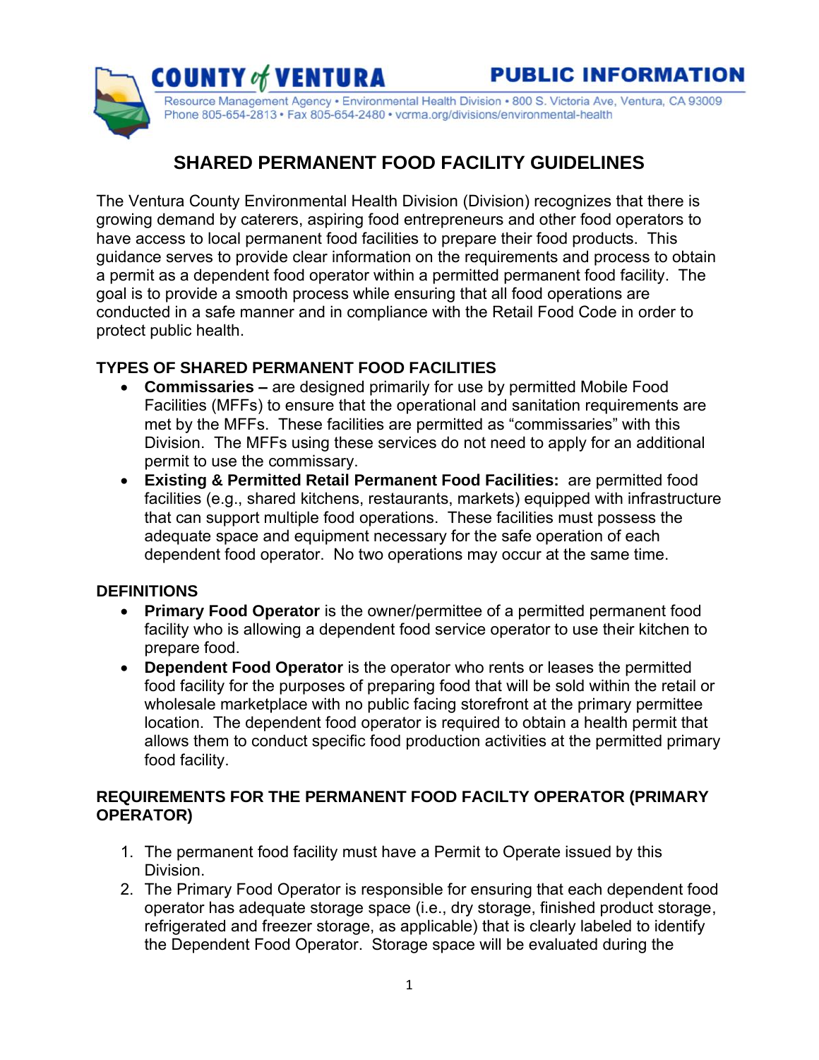COUNTY of VENTURA — PUBLIC INFORMATION

Resource Management Agency • Environmental Health Division • 800 S. Victoria Ave, Ventura, CA 93009
Phone 805-654-2813 • Fax 805-654-2480 • vcrma.org/divisions/environmental-health

# SHARED PERMANENT FOOD FACILITY GUIDELINES

The Ventura County Environmental Health Division (Division) recognizes that there is growing demand by caterers, aspiring food entrepreneurs and other food operators to have access to local permanent food facilities to prepare their food products. This guidance serves to provide clear information on the requirements and process to obtain a permit as a dependent food operator within a permitted permanent food facility. The goal is to provide a smooth process while ensuring that all food operations are conducted in a safe manner and in compliance with the Retail Food Code in order to protect public health.

## TYPES OF SHARED PERMANENT FOOD FACILITIES

- **Commissaries –** are designed primarily for use by permitted Mobile Food Facilities (MFFs) to ensure that the operational and sanitation requirements are met by the MFFs. These facilities are permitted as "commissaries" with this Division. The MFFs using these services do not need to apply for an additional permit to use the commissary.
- **Existing & Permitted Retail Permanent Food Facilities:** are permitted food facilities (e.g., shared kitchens, restaurants, markets) equipped with infrastructure that can support multiple food operations. These facilities must possess the adequate space and equipment necessary for the safe operation of each dependent food operator. No two operations may occur at the same time.

## DEFINITIONS

- **Primary Food Operator** is the owner/permittee of a permitted permanent food facility who is allowing a dependent food service operator to use their kitchen to prepare food.
- **Dependent Food Operator** is the operator who rents or leases the permitted food facility for the purposes of preparing food that will be sold within the retail or wholesale marketplace with no public facing storefront at the primary permittee location. The dependent food operator is required to obtain a health permit that allows them to conduct specific food production activities at the permitted primary food facility.

## REQUIREMENTS FOR THE PERMANENT FOOD FACILTY OPERATOR (PRIMARY OPERATOR)

1. The permanent food facility must have a Permit to Operate issued by this Division.
2. The Primary Food Operator is responsible for ensuring that each dependent food operator has adequate storage space (i.e., dry storage, finished product storage, refrigerated and freezer storage, as applicable) that is clearly labeled to identify the Dependent Food Operator. Storage space will be evaluated during the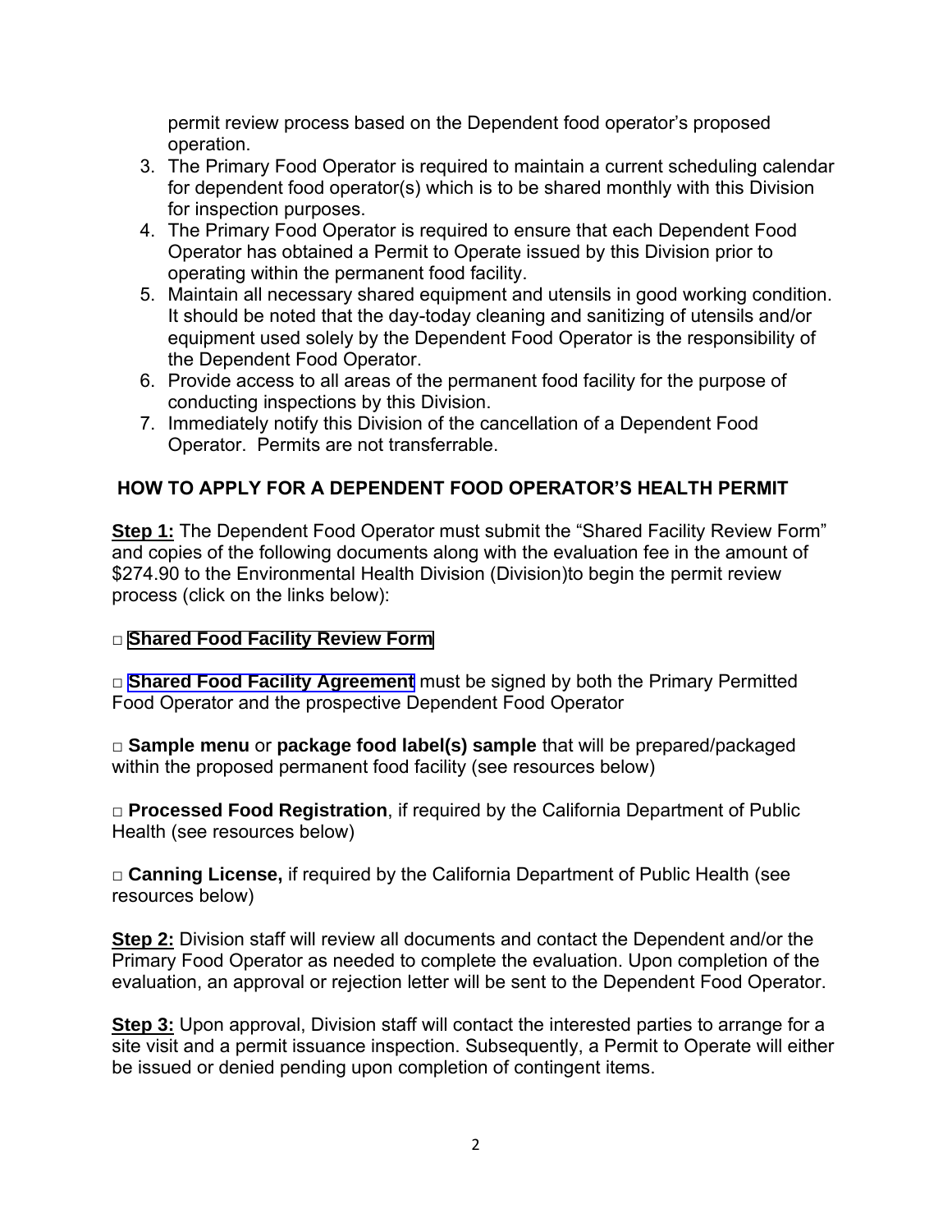permit review process based on the Dependent food operator's proposed operation.

3. The Primary Food Operator is required to maintain a current scheduling calendar for dependent food operator(s) which is to be shared monthly with this Division for inspection purposes.
4. The Primary Food Operator is required to ensure that each Dependent Food Operator has obtained a Permit to Operate issued by this Division prior to operating within the permanent food facility.
5. Maintain all necessary shared equipment and utensils in good working condition. It should be noted that the day-today cleaning and sanitizing of utensils and/or equipment used solely by the Dependent Food Operator is the responsibility of the Dependent Food Operator.
6. Provide access to all areas of the permanent food facility for the purpose of conducting inspections by this Division.
7. Immediately notify this Division of the cancellation of a Dependent Food Operator. Permits are not transferrable.

## HOW TO APPLY FOR A DEPENDENT FOOD OPERATOR'S HEALTH PERMIT

**Step 1:** The Dependent Food Operator must submit the "Shared Facility Review Form" and copies of the following documents along with the evaluation fee in the amount of $274.90 to the Environmental Health Division (Division)to begin the permit review process (click on the links below):

□ **Shared Food Facility Review Form**

□ **Shared Food Facility Agreement** must be signed by both the Primary Permitted Food Operator and the prospective Dependent Food Operator

□ **Sample menu** or **package food label(s) sample** that will be prepared/packaged within the proposed permanent food facility (see resources below)

□ **Processed Food Registration**, if required by the California Department of Public Health (see resources below)

□ **Canning License,** if required by the California Department of Public Health (see resources below)

**Step 2:** Division staff will review all documents and contact the Dependent and/or the Primary Food Operator as needed to complete the evaluation. Upon completion of the evaluation, an approval or rejection letter will be sent to the Dependent Food Operator.

**Step 3:** Upon approval, Division staff will contact the interested parties to arrange for a site visit and a permit issuance inspection. Subsequently, a Permit to Operate will either be issued or denied pending upon completion of contingent items.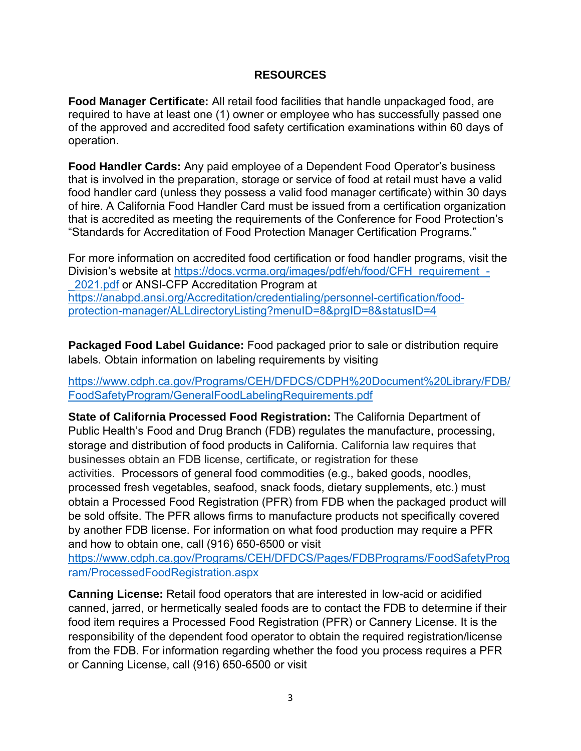## RESOURCES

**Food Manager Certificate:** All retail food facilities that handle unpackaged food, are required to have at least one (1) owner or employee who has successfully passed one of the approved and accredited food safety certification examinations within 60 days of operation.

**Food Handler Cards:** Any paid employee of a Dependent Food Operator's business that is involved in the preparation, storage or service of food at retail must have a valid food handler card (unless they possess a valid food manager certificate) within 30 days of hire. A California Food Handler Card must be issued from a certification organization that is accredited as meeting the requirements of the Conference for Food Protection's "Standards for Accreditation of Food Protection Manager Certification Programs."

For more information on accredited food certification or food handler programs, visit the Division's website at https://docs.vcrma.org/images/pdf/eh/food/CFH_requirement_-_2021.pdf or ANSI-CFP Accreditation Program at https://anabpd.ansi.org/Accreditation/credentialing/personnel-certification/food-protection-manager/ALLdirectoryListing?menuID=8&prgID=8&statusID=4

**Packaged Food Label Guidance:** Food packaged prior to sale or distribution require labels. Obtain information on labeling requirements by visiting

https://www.cdph.ca.gov/Programs/CEH/DFDCS/CDPH%20Document%20Library/FDB/FoodSafetyProgram/GeneralFoodLabelingRequirements.pdf

**State of California Processed Food Registration:** The California Department of Public Health's Food and Drug Branch (FDB) regulates the manufacture, processing, storage and distribution of food products in California. California law requires that businesses obtain an FDB license, certificate, or registration for these activities. Processors of general food commodities (e.g., baked goods, noodles, processed fresh vegetables, seafood, snack foods, dietary supplements, etc.) must obtain a Processed Food Registration (PFR) from FDB when the packaged product will be sold offsite. The PFR allows firms to manufacture products not specifically covered by another FDB license. For information on what food production may require a PFR and how to obtain one, call (916) 650-6500 or visit https://www.cdph.ca.gov/Programs/CEH/DFDCS/Pages/FDBPrograms/FoodSafetyProgram/ProcessedFoodRegistration.aspx

**Canning License:** Retail food operators that are interested in low-acid or acidified canned, jarred, or hermetically sealed foods are to contact the FDB to determine if their food item requires a Processed Food Registration (PFR) or Cannery License. It is the responsibility of the dependent food operator to obtain the required registration/license from the FDB. For information regarding whether the food you process requires a PFR or Canning License, call (916) 650-6500 or visit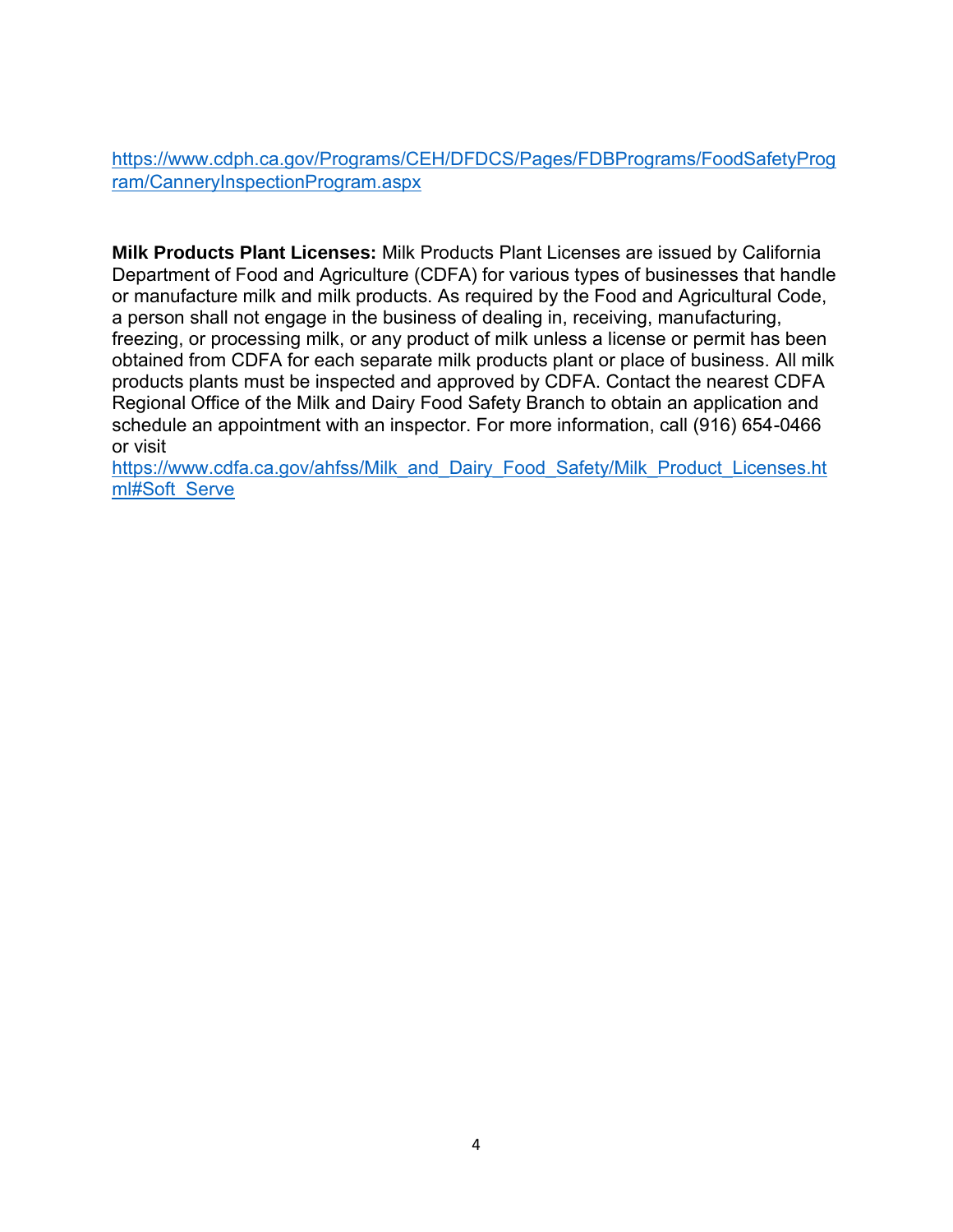https://www.cdph.ca.gov/Programs/CEH/DFDCS/Pages/FDBPrograms/FoodSafetyProgram/CanneryInspectionProgram.aspx

**Milk Products Plant Licenses:** Milk Products Plant Licenses are issued by California Department of Food and Agriculture (CDFA) for various types of businesses that handle or manufacture milk and milk products. As required by the Food and Agricultural Code, a person shall not engage in the business of dealing in, receiving, manufacturing, freezing, or processing milk, or any product of milk unless a license or permit has been obtained from CDFA for each separate milk products plant or place of business. All milk products plants must be inspected and approved by CDFA. Contact the nearest CDFA Regional Office of the Milk and Dairy Food Safety Branch to obtain an application and schedule an appointment with an inspector. For more information, call (916) 654-0466 or visit https://www.cdfa.ca.gov/ahfss/Milk_and_Dairy_Food_Safety/Milk_Product_Licenses.html#Soft_Serve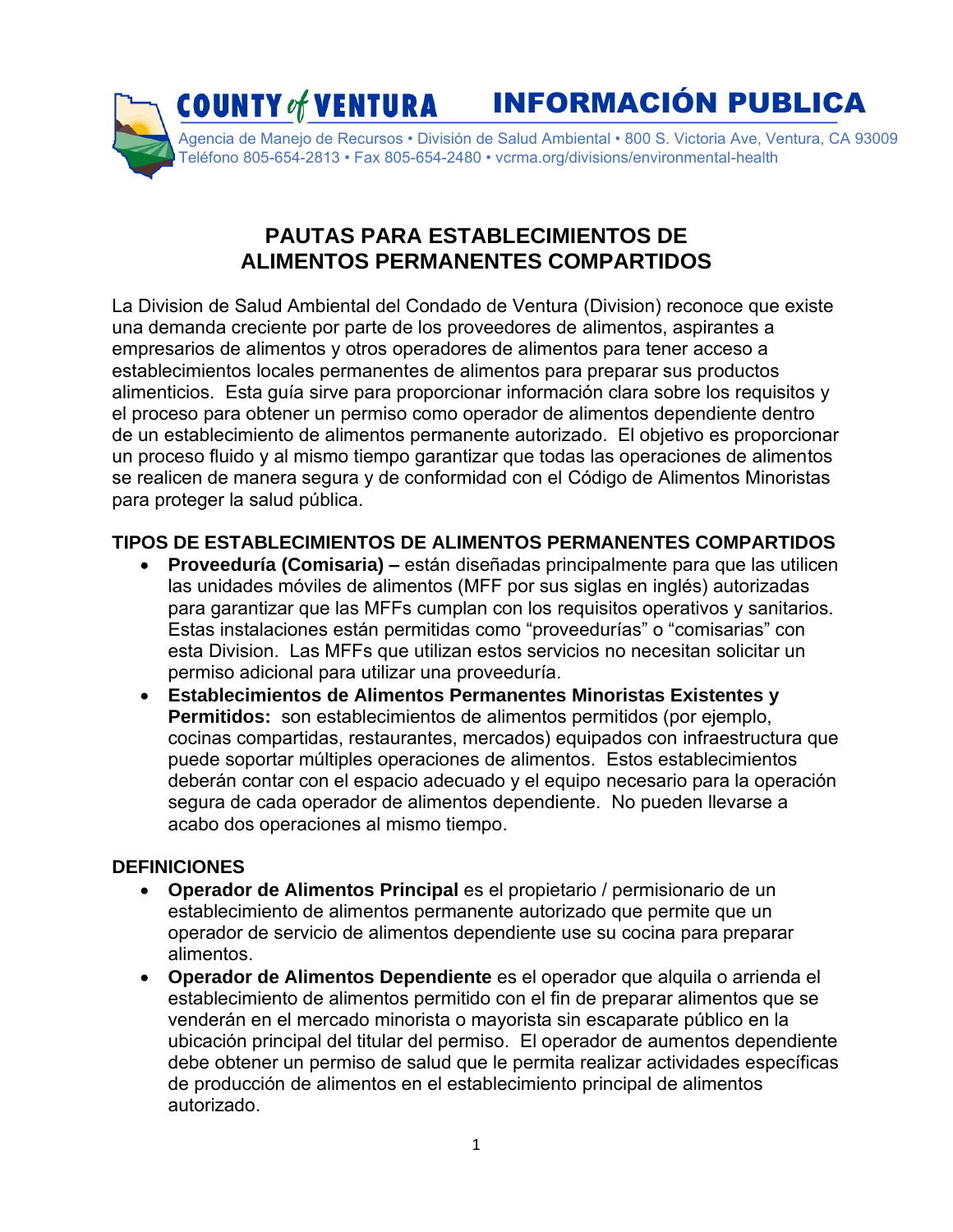COUNTY of VENTURA **INFORMACIÓN PUBLICA**

Agencia de Manejo de Recursos • División de Salud Ambiental • 800 S. Victoria Ave, Ventura, CA 93009
Teléfono 805-654-2813 • Fax 805-654-2480 • vcrma.org/divisions/environmental-health

# PAUTAS PARA ESTABLECIMIENTOS DE ALIMENTOS PERMANENTES COMPARTIDOS

La Division de Salud Ambiental del Condado de Ventura (Division) reconoce que existe una demanda creciente por parte de los proveedores de alimentos, aspirantes a empresarios de alimentos y otros operadores de alimentos para tener acceso a establecimientos locales permanentes de alimentos para preparar sus productos alimenticios. Esta guía sirve para proporcionar información clara sobre los requisitos y el proceso para obtener un permiso como operador de alimentos dependiente dentro de un establecimiento de alimentos permanente autorizado. El objetivo es proporcionar un proceso fluido y al mismo tiempo garantizar que todas las operaciones de alimentos se realicen de manera segura y de conformidad con el Código de Alimentos Minoristas para proteger la salud pública.

## TIPOS DE ESTABLECIMIENTOS DE ALIMENTOS PERMANENTES COMPARTIDOS

- **Proveeduría (Comisaria) –** están diseñadas principalmente para que las utilicen las unidades móviles de alimentos (MFF por sus siglas en inglés) autorizadas para garantizar que las MFFs cumplan con los requisitos operativos y sanitarios. Estas instalaciones están permitidas como "proveedurías" o "comisarias" con esta Division. Las MFFs que utilizan estos servicios no necesitan solicitar un permiso adicional para utilizar una proveeduría.
- **Establecimientos de Alimentos Permanentes Minoristas Existentes y Permitidos:** son establecimientos de alimentos permitidos (por ejemplo, cocinas compartidas, restaurantes, mercados) equipados con infraestructura que puede soportar múltiples operaciones de alimentos. Estos establecimientos deberán contar con el espacio adecuado y el equipo necesario para la operación segura de cada operador de alimentos dependiente. No pueden llevarse a acabo dos operaciones al mismo tiempo.

## DEFINICIONES

- **Operador de Alimentos Principal** es el propietario / permisionario de un establecimiento de alimentos permanente autorizado que permite que un operador de servicio de alimentos dependiente use su cocina para preparar alimentos.
- **Operador de Alimentos Dependiente** es el operador que alquila o arrienda el establecimiento de alimentos permitido con el fin de preparar alimentos que se venderán en el mercado minorista o mayorista sin escaparate público en la ubicación principal del titular del permiso. El operador de aumentos dependiente debe obtener un permiso de salud que le permita realizar actividades específicas de producción de alimentos en el establecimiento principal de alimentos autorizado.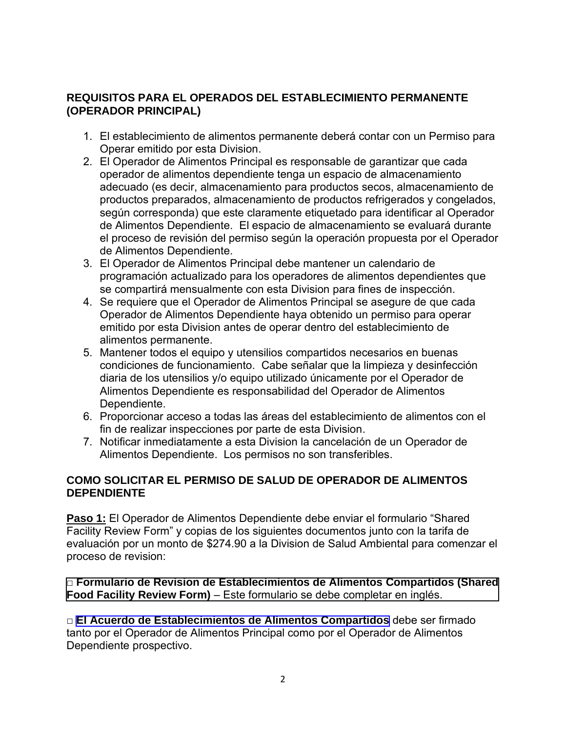**REQUISITOS PARA EL OPERADOS DEL ESTABLECIMIENTO PERMANENTE (OPERADOR PRINCIPAL)**

1. El establecimiento de alimentos permanente deberá contar con un Permiso para Operar emitido por esta Division.
2. El Operador de Alimentos Principal es responsable de garantizar que cada operador de alimentos dependiente tenga un espacio de almacenamiento adecuado (es decir, almacenamiento para productos secos, almacenamiento de productos preparados, almacenamiento de productos refrigerados y congelados, según corresponda) que este claramente etiquetado para identificar al Operador de Alimentos Dependiente. El espacio de almacenamiento se evaluará durante el proceso de revisión del permiso según la operación propuesta por el Operador de Alimentos Dependiente.
3. El Operador de Alimentos Principal debe mantener un calendario de programación actualizado para los operadores de alimentos dependientes que se compartirá mensualmente con esta Division para fines de inspección.
4. Se requiere que el Operador de Alimentos Principal se asegure de que cada Operador de Alimentos Dependiente haya obtenido un permiso para operar emitido por esta Division antes de operar dentro del establecimiento de alimentos permanente.
5. Mantener todos el equipo y utensilios compartidos necesarios en buenas condiciones de funcionamiento. Cabe señalar que la limpieza y desinfección diaria de los utensilios y/o equipo utilizado únicamente por el Operador de Alimentos Dependiente es responsabilidad del Operador de Alimentos Dependiente.
6. Proporcionar acceso a todas las áreas del establecimiento de alimentos con el fin de realizar inspecciones por parte de esta Division.
7. Notificar inmediatamente a esta Division la cancelación de un Operador de Alimentos Dependiente. Los permisos no son transferibles.

**COMO SOLICITAR EL PERMISO DE SALUD DE OPERADOR DE ALIMENTOS DEPENDIENTE**

**Paso 1:** El Operador de Alimentos Dependiente debe enviar el formulario “Shared Facility Review Form” y copias de los siguientes documentos junto con la tarifa de evaluación por un monto de $274.90 a la Division de Salud Ambiental para comenzar el proceso de revision:

□ **Formulario de Revision de Establecimientos de Alimentos Compartidos (Shared Food Facility Review Form)** – Este formulario se debe completar en inglés.

□ **El Acuerdo de Establecimientos de Alimentos Compartidos** debe ser firmado tanto por el Operador de Alimentos Principal como por el Operador de Alimentos Dependiente prospectivo.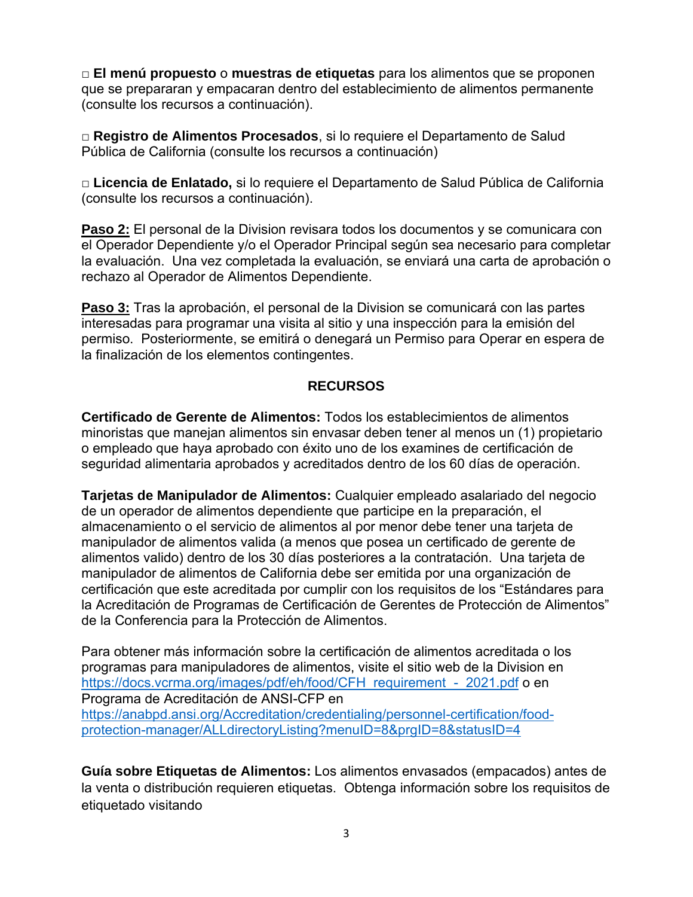□ **El menú propuesto** o **muestras de etiquetas** para los alimentos que se proponen que se prepararan y empacaran dentro del establecimiento de alimentos permanente (consulte los recursos a continuación).

□ **Registro de Alimentos Procesados**, si lo requiere el Departamento de Salud Pública de California (consulte los recursos a continuación)

□ **Licencia de Enlatado,** si lo requiere el Departamento de Salud Pública de California (consulte los recursos a continuación).

**<u>Paso 2:</u>** El personal de la Division revisara todos los documentos y se comunicara con el Operador Dependiente y/o el Operador Principal según sea necesario para completar la evaluación. Una vez completada la evaluación, se enviará una carta de aprobación o rechazo al Operador de Alimentos Dependiente.

**<u>Paso 3:</u>** Tras la aprobación, el personal de la Division se comunicará con las partes interesadas para programar una visita al sitio y una inspección para la emisión del permiso. Posteriormente, se emitirá o denegará un Permiso para Operar en espera de la finalización de los elementos contingentes.

## RECURSOS

**Certificado de Gerente de Alimentos:** Todos los establecimientos de alimentos minoristas que manejan alimentos sin envasar deben tener al menos un (1) propietario o empleado que haya aprobado con éxito uno de los examines de certificación de seguridad alimentaria aprobados y acreditados dentro de los 60 días de operación.

**Tarjetas de Manipulador de Alimentos:** Cualquier empleado asalariado del negocio de un operador de alimentos dependiente que participe en la preparación, el almacenamiento o el servicio de alimentos al por menor debe tener una tarjeta de manipulador de alimentos valida (a menos que posea un certificado de gerente de alimentos valido) dentro de los 30 días posteriores a la contratación. Una tarjeta de manipulador de alimentos de California debe ser emitida por una organización de certificación que este acreditada por cumplir con los requisitos de los "Estándares para la Acreditación de Programas de Certificación de Gerentes de Protección de Alimentos" de la Conferencia para la Protección de Alimentos.

Para obtener más información sobre la certificación de alimentos acreditada o los programas para manipuladores de alimentos, visite el sitio web de la Division en https://docs.vcrma.org/images/pdf/eh/food/CFH_requirement_-_2021.pdf o en Programa de Acreditación de ANSI-CFP en https://anabpd.ansi.org/Accreditation/credentialing/personnel-certification/food-protection-manager/ALLdirectoryListing?menuID=8&prgID=8&statusID=4

**Guía sobre Etiquetas de Alimentos:** Los alimentos envasados (empacados) antes de la venta o distribución requieren etiquetas. Obtenga información sobre los requisitos de etiquetado visitando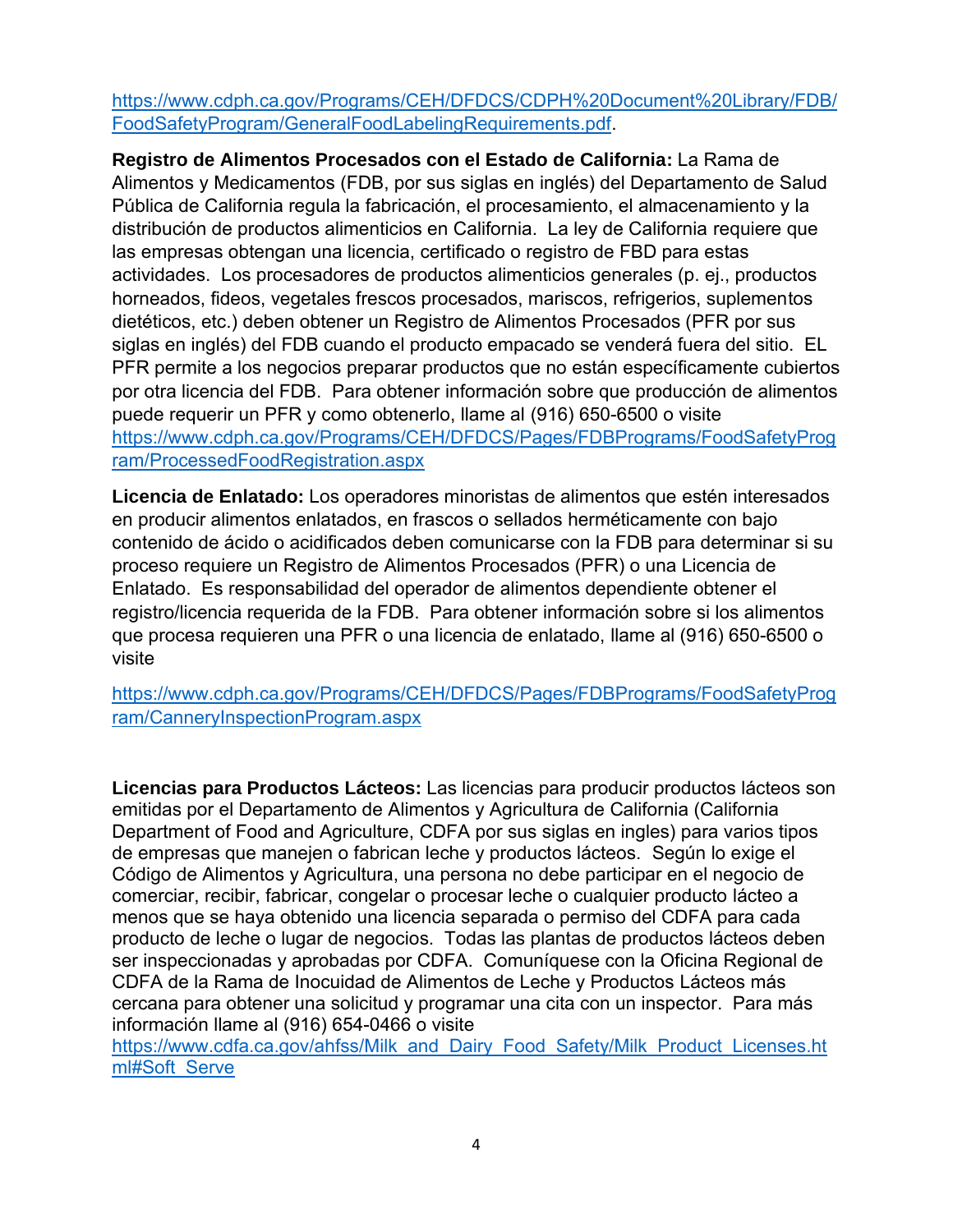https://www.cdph.ca.gov/Programs/CEH/DFDCS/CDPH%20Document%20Library/FDB/FoodSafetyProgram/GeneralFoodLabelingRequirements.pdf.

**Registro de Alimentos Procesados con el Estado de California:** La Rama de Alimentos y Medicamentos (FDB, por sus siglas en inglés) del Departamento de Salud Pública de California regula la fabricación, el procesamiento, el almacenamiento y la distribución de productos alimenticios en California. La ley de California requiere que las empresas obtengan una licencia, certificado o registro de FBD para estas actividades. Los procesadores de productos alimenticios generales (p. ej., productos horneados, fideos, vegetales frescos procesados, mariscos, refrigerios, suplementos dietéticos, etc.) deben obtener un Registro de Alimentos Procesados (PFR por sus siglas en inglés) del FDB cuando el producto empacado se venderá fuera del sitio. EL PFR permite a los negocios preparar productos que no están específicamente cubiertos por otra licencia del FDB. Para obtener información sobre que producción de alimentos puede requerir un PFR y como obtenerlo, llame al (916) 650-6500 o visite https://www.cdph.ca.gov/Programs/CEH/DFDCS/Pages/FDBPrograms/FoodSafetyProgram/ProcessedFoodRegistration.aspx

**Licencia de Enlatado:** Los operadores minoristas de alimentos que estén interesados en producir alimentos enlatados, en frascos o sellados herméticamente con bajo contenido de ácido o acidificados deben comunicarse con la FDB para determinar si su proceso requiere un Registro de Alimentos Procesados (PFR) o una Licencia de Enlatado. Es responsabilidad del operador de alimentos dependiente obtener el registro/licencia requerida de la FDB. Para obtener información sobre si los alimentos que procesa requieren una PFR o una licencia de enlatado, llame al (916) 650-6500 o visite

https://www.cdph.ca.gov/Programs/CEH/DFDCS/Pages/FDBPrograms/FoodSafetyProgram/CanneryInspectionProgram.aspx

**Licencias para Productos Lácteos:** Las licencias para producir productos lácteos son emitidas por el Departamento de Alimentos y Agricultura de California (California Department of Food and Agriculture, CDFA por sus siglas en ingles) para varios tipos de empresas que manejen o fabrican leche y productos lácteos. Según lo exige el Código de Alimentos y Agricultura, una persona no debe participar en el negocio de comerciar, recibir, fabricar, congelar o procesar leche o cualquier producto lácteo a menos que se haya obtenido una licencia separada o permiso del CDFA para cada producto de leche o lugar de negocios. Todas las plantas de productos lácteos deben ser inspeccionadas y aprobadas por CDFA. Comuníquese con la Oficina Regional de CDFA de la Rama de Inocuidad de Alimentos de Leche y Productos Lácteos más cercana para obtener una solicitud y programar una cita con un inspector. Para más información llame al (916) 654-0466 o visite https://www.cdfa.ca.gov/ahfss/Milk_and_Dairy_Food_Safety/Milk_Product_Licenses.html#Soft_Serve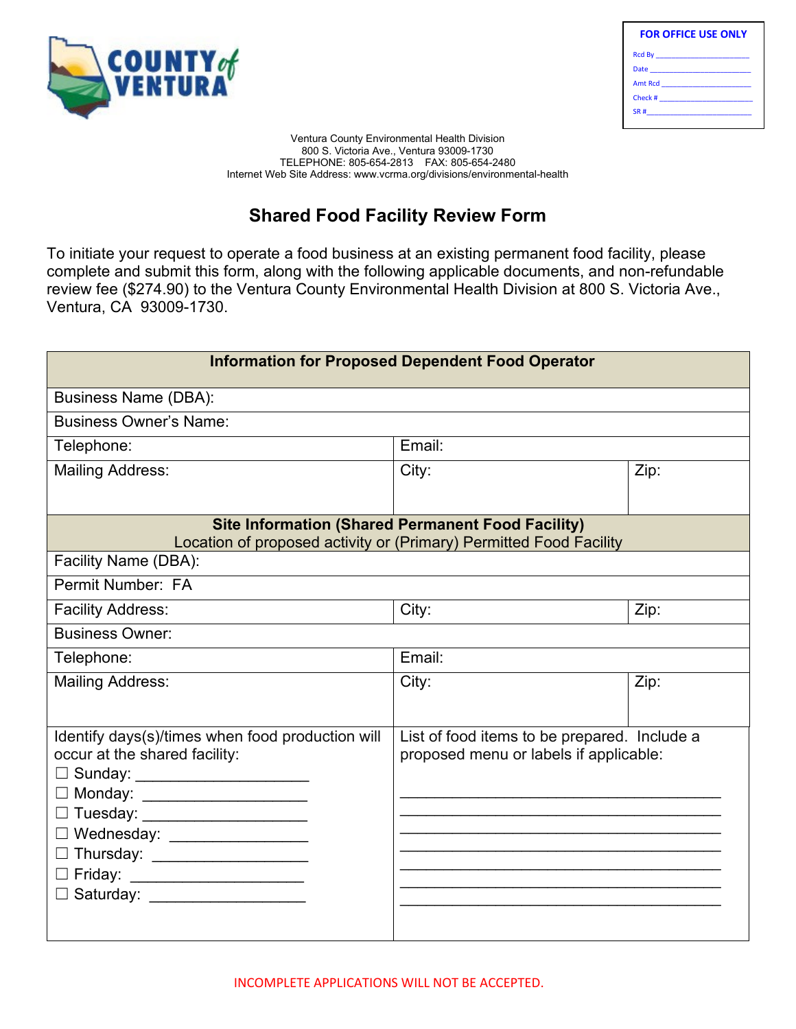COUNTY of VENTURA

| FOR OFFICE USE ONLY |
|---|
| Rcd By ____________________ |
| Date ____________________ |
| Amt Rcd ____________________ |
| Check # ____________________ |
| SR # ____________________ |

Ventura County Environmental Health Division
800 S. Victoria Ave., Ventura 93009-1730
TELEPHONE: 805-654-2813 FAX: 805-654-2480
Internet Web Site Address: www.vcrma.org/divisions/environmental-health

# Shared Food Facility Review Form

To initiate your request to operate a food business at an existing permanent food facility, please complete and submit this form, along with the following applicable documents, and non-refundable review fee ($274.90) to the Ventura County Environmental Health Division at 800 S. Victoria Ave., Ventura, CA 93009-1730.

| **Information for Proposed Dependent Food Operator** | | |
|---|---|---|
| Business Name (DBA): | | |
| Business Owner's Name: | | |
| Telephone: | Email: | |
| Mailing Address: | City: | Zip: |
| **Site Information (Shared Permanent Food Facility)** Location of proposed activity or (Primary) Permitted Food Facility | | |
| Facility Name (DBA): | | |
| Permit Number: FA | | |
| Facility Address: | City: | Zip: |
| Business Owner: | | |
| Telephone: | Email: | |
| Mailing Address: | City: | Zip: |
| Identify days(s)/times when food production will occur at the shared facility:<br>☐ Sunday: ____________________<br>☐ Monday: ____________________<br>☐ Tuesday: ____________________<br>☐ Wednesday: ________________<br>☐ Thursday: __________________<br>☐ Friday: ____________________<br>☐ Saturday: __________________ | List of food items to be prepared. Include a proposed menu or labels if applicable:<br>________________________________________<br>________________________________________<br>________________________________________<br>________________________________________<br>________________________________________<br>________________________________________<br>________________________________________ | |

INCOMPLETE APPLICATIONS WILL NOT BE ACCEPTED.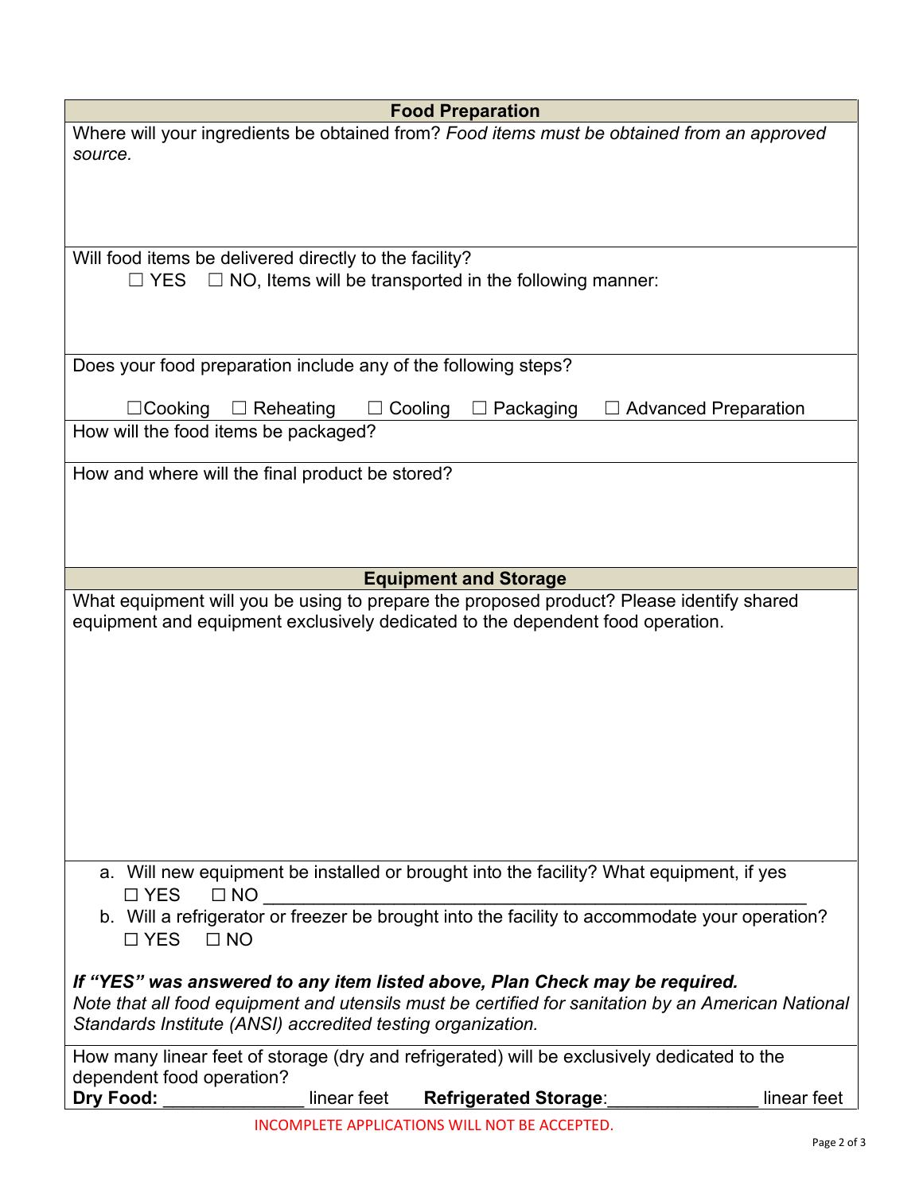## Food Preparation

Where will your ingredients be obtained from? *Food items must be obtained from an approved source.*

Will food items be delivered directly to the facility?

☐ YES ☐ NO, Items will be transported in the following manner:

Does your food preparation include any of the following steps?

☐Cooking ☐ Reheating ☐ Cooling ☐ Packaging ☐ Advanced Preparation

How will the food items be packaged?

How and where will the final product be stored?

## Equipment and Storage

What equipment will you be using to prepare the proposed product? Please identify shared equipment and equipment exclusively dedicated to the dependent food operation.

a. Will new equipment be installed or brought into the facility? What equipment, if yes
   ☐ YES ☐ NO ___________________________________________________________

b. Will a refrigerator or freezer be brought into the facility to accommodate your operation?
   ☐ YES ☐ NO

***If "YES" was answered to any item listed above, Plan Check may be required.***

*Note that all food equipment and utensils must be certified for sanitation by an American National Standards Institute (ANSI) accredited testing organization.*

How many linear feet of storage (dry and refrigerated) will be exclusively dedicated to the dependent food operation?

**Dry Food:** ______________ linear feet **Refrigerated Storage**:_______________ linear feet

INCOMPLETE APPLICATIONS WILL NOT BE ACCEPTED.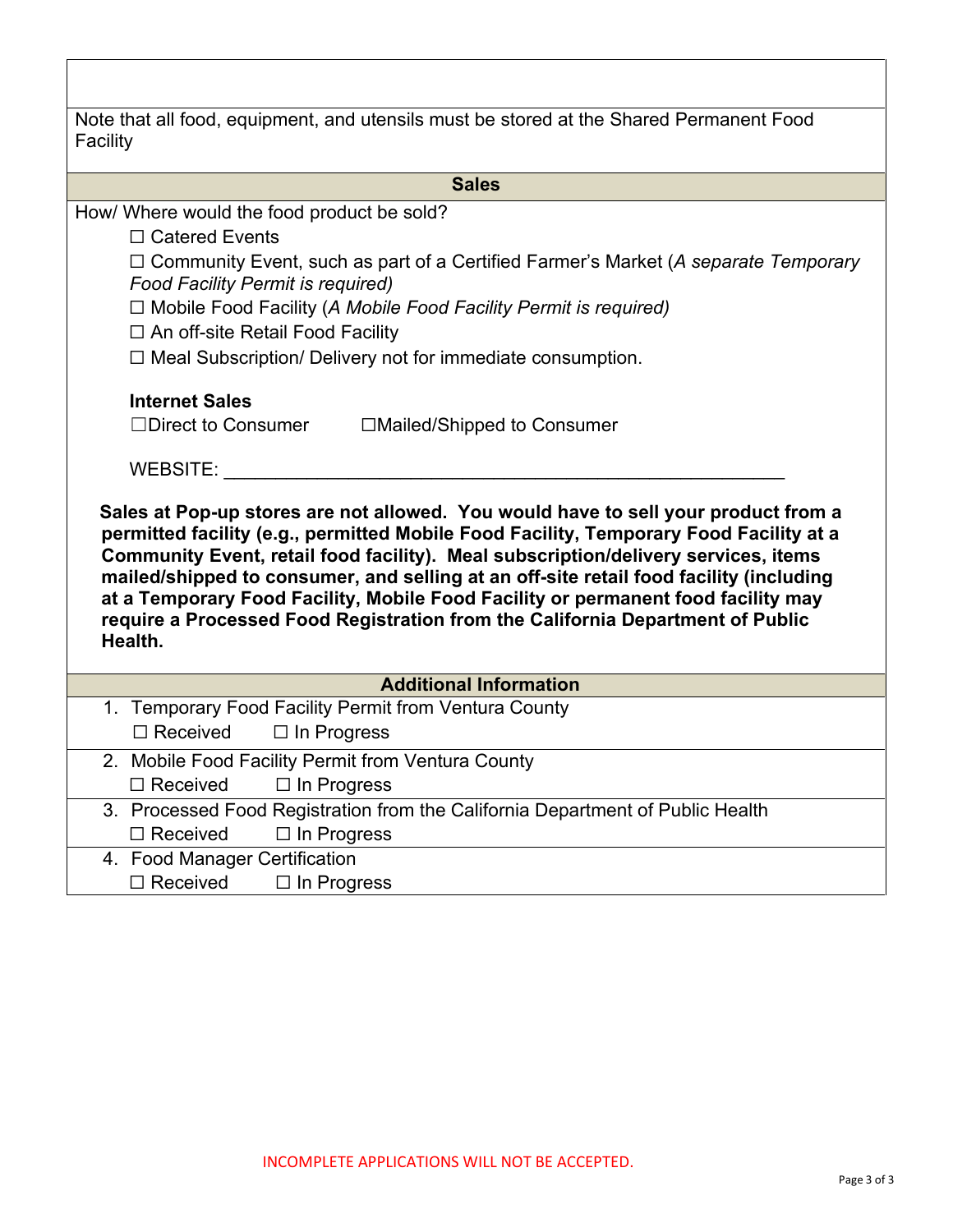Note that all food, equipment, and utensils must be stored at the Shared Permanent Food Facility

## Sales

How/ Where would the food product be sold?

☐ Catered Events

☐ Community Event, such as part of a Certified Farmer's Market (*A separate Temporary Food Facility Permit is required)*

☐ Mobile Food Facility (*A Mobile Food Facility Permit is required)*

☐ An off-site Retail Food Facility

☐ Meal Subscription/ Delivery not for immediate consumption.

**Internet Sales**

☐Direct to Consumer ☐Mailed/Shipped to Consumer

WEBSITE: ________________________________________________________

**Sales at Pop-up stores are not allowed. You would have to sell your product from a permitted facility (e.g., permitted Mobile Food Facility, Temporary Food Facility at a Community Event, retail food facility). Meal subscription/delivery services, items mailed/shipped to consumer, and selling at an off-site retail food facility (including at a Temporary Food Facility, Mobile Food Facility or permanent food facility may require a Processed Food Registration from the California Department of Public Health.**

## Additional Information

1. Temporary Food Facility Permit from Ventura County
   ☐ Received ☐ In Progress
2. Mobile Food Facility Permit from Ventura County
   ☐ Received ☐ In Progress
3. Processed Food Registration from the California Department of Public Health
   ☐ Received ☐ In Progress
4. Food Manager Certification
   ☐ Received ☐ In Progress

INCOMPLETE APPLICATIONS WILL NOT BE ACCEPTED.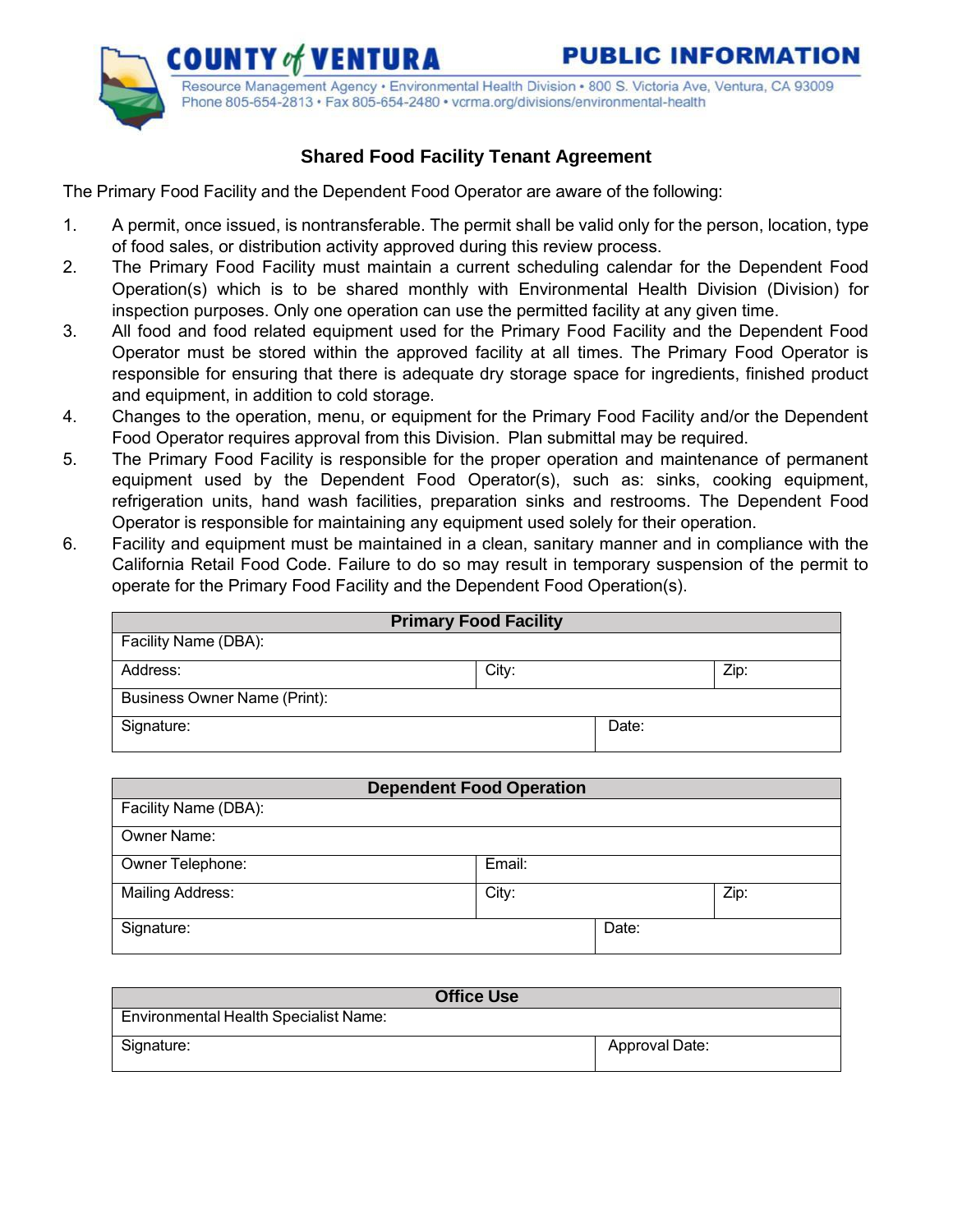COUNTY of VENTURA

PUBLIC INFORMATION

Resource Management Agency • Environmental Health Division • 800 S. Victoria Ave, Ventura, CA 93009
Phone 805-654-2813 • Fax 805-654-2480 • vcrma.org/divisions/environmental-health

## Shared Food Facility Tenant Agreement

The Primary Food Facility and the Dependent Food Operator are aware of the following:

1. A permit, once issued, is nontransferable. The permit shall be valid only for the person, location, type of food sales, or distribution activity approved during this review process.
2. The Primary Food Facility must maintain a current scheduling calendar for the Dependent Food Operation(s) which is to be shared monthly with Environmental Health Division (Division) for inspection purposes. Only one operation can use the permitted facility at any given time.
3. All food and food related equipment used for the Primary Food Facility and the Dependent Food Operator must be stored within the approved facility at all times. The Primary Food Operator is responsible for ensuring that there is adequate dry storage space for ingredients, finished product and equipment, in addition to cold storage.
4. Changes to the operation, menu, or equipment for the Primary Food Facility and/or the Dependent Food Operator requires approval from this Division. Plan submittal may be required.
5. The Primary Food Facility is responsible for the proper operation and maintenance of permanent equipment used by the Dependent Food Operator(s), such as: sinks, cooking equipment, refrigeration units, hand wash facilities, preparation sinks and restrooms. The Dependent Food Operator is responsible for maintaining any equipment used solely for their operation.
6. Facility and equipment must be maintained in a clean, sanitary manner and in compliance with the California Retail Food Code. Failure to do so may result in temporary suspension of the permit to operate for the Primary Food Facility and the Dependent Food Operation(s).

| Primary Food Facility | | |
|---|---|---|
| Facility Name (DBA): | | |
| Address: | City: | Zip: |
| Business Owner Name (Print): | | |
| Signature: | Date: | |

| Dependent Food Operation | | |
|---|---|---|
| Facility Name (DBA): | | |
| Owner Name: | | |
| Owner Telephone: | Email: | |
| Mailing Address: | City: | Zip: |
| Signature: | Date: | |

| Office Use | |
|---|---|
| Environmental Health Specialist Name: | |
| Signature: | Approval Date: |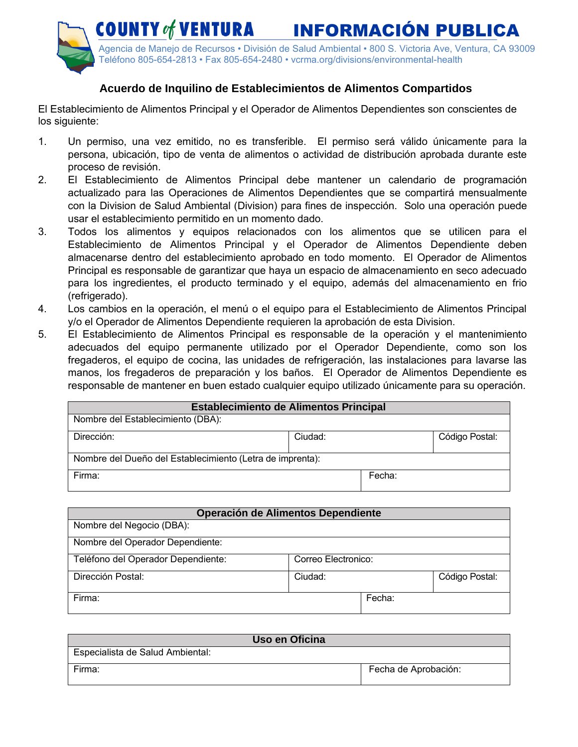# COUNTY of VENTURA — INFORMACIÓN PUBLICA

Agencia de Manejo de Recursos • División de Salud Ambiental • 800 S. Victoria Ave, Ventura, CA 93009
Teléfono 805-654-2813 • Fax 805-654-2480 • vcrma.org/divisions/environmental-health

## Acuerdo de Inquilino de Establecimientos de Alimentos Compartidos

El Establecimiento de Alimentos Principal y el Operador de Alimentos Dependientes son conscientes de los siguiente:

1. Un permiso, una vez emitido, no es transferible. El permiso será válido únicamente para la persona, ubicación, tipo de venta de alimentos o actividad de distribución aprobada durante este proceso de revisión.
2. El Establecimiento de Alimentos Principal debe mantener un calendario de programación actualizado para las Operaciones de Alimentos Dependientes que se compartirá mensualmente con la Division de Salud Ambiental (Division) para fines de inspección. Solo una operación puede usar el establecimiento permitido en un momento dado.
3. Todos los alimentos y equipos relacionados con los alimentos que se utilicen para el Establecimiento de Alimentos Principal y el Operador de Alimentos Dependiente deben almacenarse dentro del establecimiento aprobado en todo momento. El Operador de Alimentos Principal es responsable de garantizar que haya un espacio de almacenamiento en seco adecuado para los ingredientes, el producto terminado y el equipo, además del almacenamiento en frio (refrigerado).
4. Los cambios en la operación, el menú o el equipo para el Establecimiento de Alimentos Principal y/o el Operador de Alimentos Dependiente requieren la aprobación de esta Division.
5. El Establecimiento de Alimentos Principal es responsable de la operación y el mantenimiento adecuados del equipo permanente utilizado por el Operador Dependiente, como son los fregaderos, el equipo de cocina, las unidades de refrigeración, las instalaciones para lavarse las manos, los fregaderos de preparación y los baños. El Operador de Alimentos Dependiente es responsable de mantener en buen estado cualquier equipo utilizado únicamente para su operación.

| Establecimiento de Alimentos Principal | | |
|---|---|---|
| Nombre del Establecimiento (DBA): | | |
| Dirección: | Ciudad: | Código Postal: |
| Nombre del Dueño del Establecimiento (Letra de imprenta): | | |
| Firma: | Fecha: | |

| Operación de Alimentos Dependiente | | |
|---|---|---|
| Nombre del Negocio (DBA): | | |
| Nombre del Operador Dependiente: | | |
| Teléfono del Operador Dependiente: | Correo Electronico: | |
| Dirección Postal: | Ciudad: | Código Postal: |
| Firma: | Fecha: | |

| Uso en Oficina | |
|---|---|
| Especialista de Salud Ambiental: | |
| Firma: | Fecha de Aprobación: |